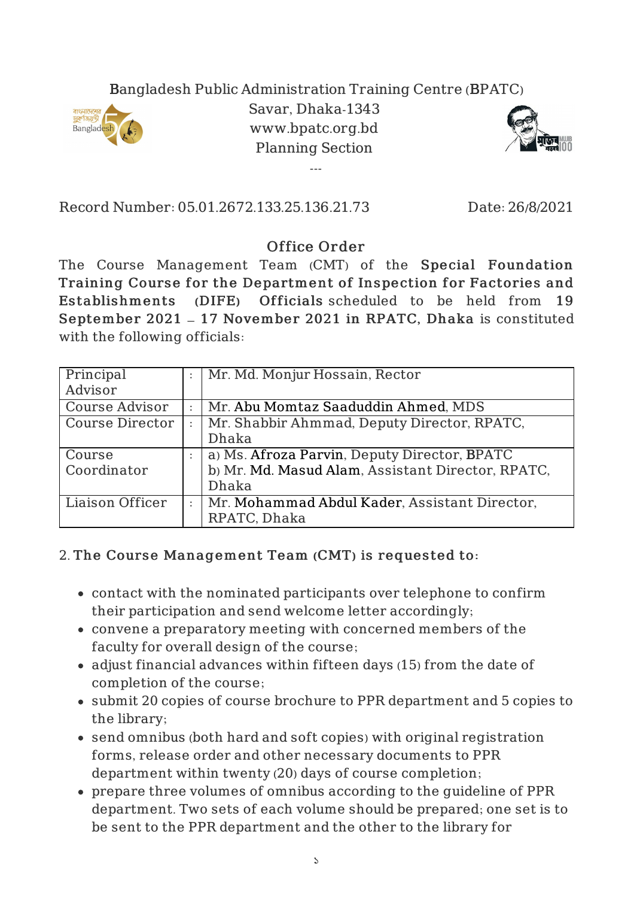Bangladesh Public Administration Training Centre (BPATC)
Savar, Dhaka-1343
www.bpatc.org.bd
Planning Section

---

Record Number: 05.01.2672.133.25.136.21.73 Date: 26/8/2021

## Office Order

The Course Management Team (CMT) of the **Special Foundation Training Course for the Department of Inspection for Factories and Establishments (DIFE) Officials** scheduled to be held from **19 September 2021 – 17 November 2021 in RPATC, Dhaka** is constituted with the following officials:

| | | |
|---|---|---|
| Principal Advisor | : | Mr. Md. Monjur Hossain, Rector |
| Course Advisor | : | Mr. Abu Momtaz Saaduddin Ahmed, MDS |
| Course Director | : | Mr. Shabbir Ahmmad, Deputy Director, RPATC, Dhaka |
| Course Coordinator | : | a) Ms. Afroza Parvin, Deputy Director, BPATC<br>b) Mr. Md. Masud Alam, Assistant Director, RPATC, Dhaka |
| Liaison Officer | : | Mr. Mohammad Abdul Kader, Assistant Director, RPATC, Dhaka |

2. **The Course Management Team (CMT) is requested to:**

- contact with the nominated participants over telephone to confirm their participation and send welcome letter accordingly;
- convene a preparatory meeting with concerned members of the faculty for overall design of the course;
- adjust financial advances within fifteen days (15) from the date of completion of the course;
- submit 20 copies of course brochure to PPR department and 5 copies to the library;
- send omnibus (both hard and soft copies) with original registration forms, release order and other necessary documents to PPR department within twenty (20) days of course completion;
- prepare three volumes of omnibus according to the guideline of PPR department. Two sets of each volume should be prepared; one set is to be sent to the PPR department and the other to the library for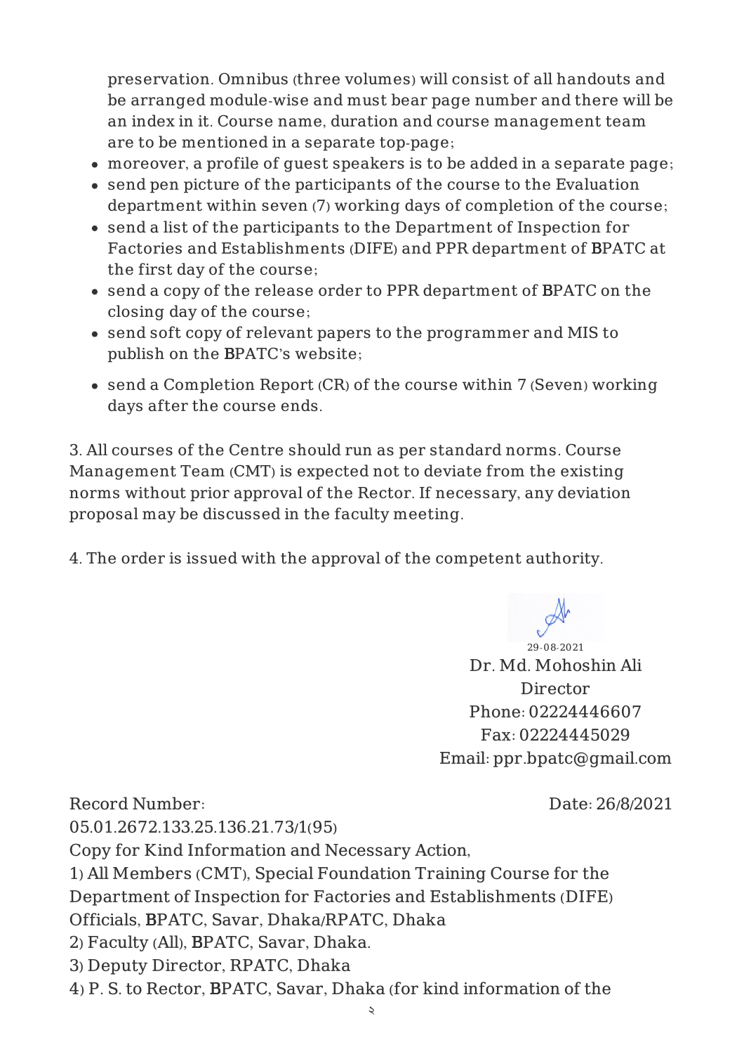preservation. Omnibus (three volumes) will consist of all handouts and be arranged module-wise and must bear page number and there will be an index in it. Course name, duration and course management team are to be mentioned in a separate top-page;

- moreover, a profile of guest speakers is to be added in a separate page;
- send pen picture of the participants of the course to the Evaluation department within seven (7) working days of completion of the course;
- send a list of the participants to the Department of Inspection for Factories and Establishments (DIFE) and PPR department of BPATC at the first day of the course;
- send a copy of the release order to PPR department of BPATC on the closing day of the course;
- send soft copy of relevant papers to the programmer and MIS to publish on the BPATC's website;
- send a Completion Report (CR) of the course within 7 (Seven) working days after the course ends.

3. All courses of the Centre should run as per standard norms. Course Management Team (CMT) is expected not to deviate from the existing norms without prior approval of the Rector. If necessary, any deviation proposal may be discussed in the faculty meeting.

4. The order is issued with the approval of the competent authority.

29-08-2021
Dr. Md. Mohoshin Ali
Director
Phone: 02224446607
Fax: 02224445029
Email: ppr.bpatc@gmail.com

Record Number: 05.01.2672.133.25.136.21.73/1(95) Date: 26/8/2021

Copy for Kind Information and Necessary Action,

1) All Members (CMT), Special Foundation Training Course for the Department of Inspection for Factories and Establishments (DIFE) Officials, BPATC, Savar, Dhaka/RPATC, Dhaka
2) Faculty (All), BPATC, Savar, Dhaka.
3) Deputy Director, RPATC, Dhaka
4) P. S. to Rector, BPATC, Savar, Dhaka (for kind information of the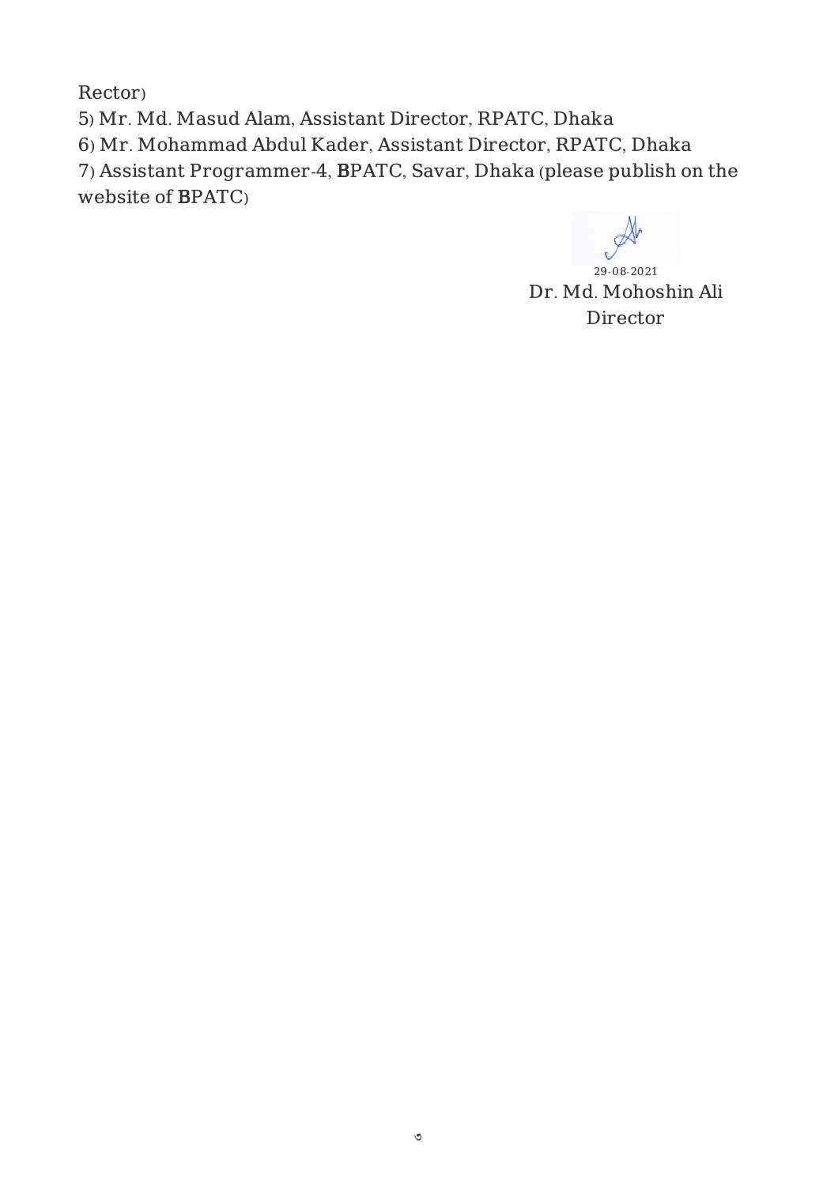Rector)

5) Mr. Md. Masud Alam, Assistant Director, RPATC, Dhaka

6) Mr. Mohammad Abdul Kader, Assistant Director, RPATC, Dhaka

7) Assistant Programmer-4, BPATC, Savar, Dhaka (please publish on the website of BPATC)

29-08-2021

Dr. Md. Mohoshin Ali

Director